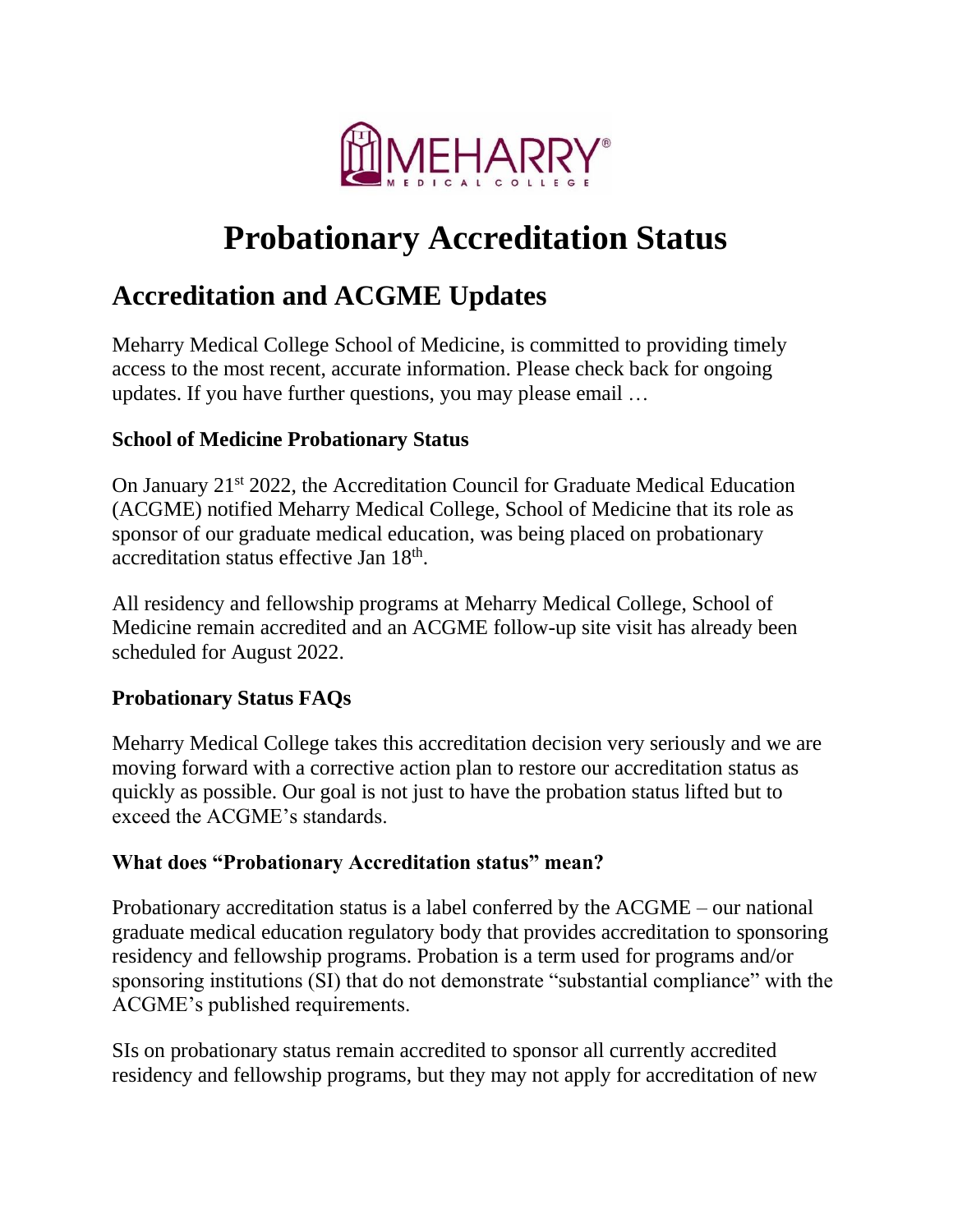# Probationary Accreditation Status

## Accreditation and ACGME Updates

Meharry Medical College School of Medicine, is committed to providing timely access to the most recent, accurate information. Please check back for ongoing updates. If you have further questions, you may please email …

### School of Medicine Probationary Status

On January 21st 2022, the Accreditation Council for Graduate Medical Education (ACGME) notified Meharry Medical College, School of Medicine that its role as sponsor of our graduate medical education, was being placed on probationary accreditation status effective Jan 18th.

All residency and fellowship programs at Meharry Medical College, School of Medicine remain accredited and an ACGME follow-up site visit has already been scheduled for August 2022.

### Probationary Status FAQs

Meharry Medical College takes this accreditation decision very seriously and we are moving forward with a corrective action plan to restore our accreditation status as quickly as possible. Our goal is not just to have the probation status lifted but to exceed the ACGME's standards.

### What does "Probationary Accreditation status" mean?

Probationary accreditation status is a label conferred by the ACGME – our national graduate medical education regulatory body that provides accreditation to sponsoring residency and fellowship programs. Probation is a term used for programs and/or sponsoring institutions (SI) that do not demonstrate "substantial compliance" with the ACGME's published requirements.

SIs on probationary status remain accredited to sponsor all currently accredited residency and fellowship programs, but they may not apply for accreditation of new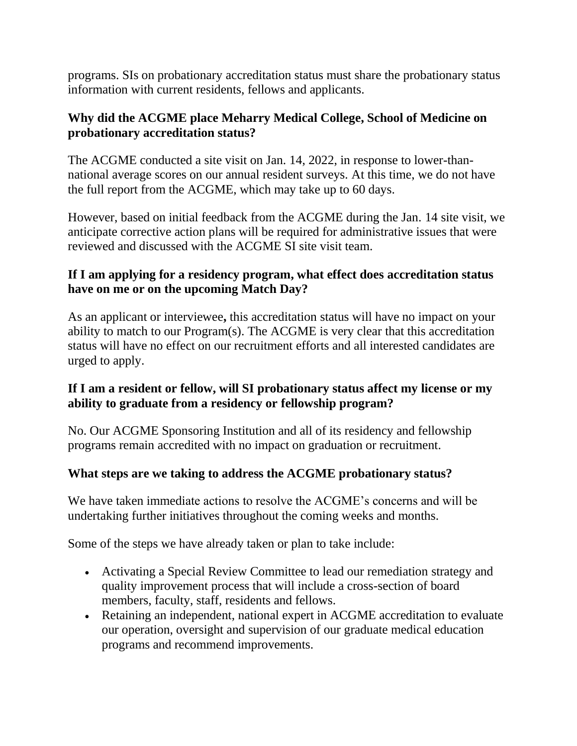programs. SIs on probationary accreditation status must share the probationary status information with current residents, fellows and applicants.

**Why did the ACGME place Meharry Medical College, School of Medicine on probationary accreditation status?**

The ACGME conducted a site visit on Jan. 14, 2022, in response to lower-than-national average scores on our annual resident surveys. At this time, we do not have the full report from the ACGME, which may take up to 60 days.

However, based on initial feedback from the ACGME during the Jan. 14 site visit, we anticipate corrective action plans will be required for administrative issues that were reviewed and discussed with the ACGME SI site visit team.

**If I am applying for a residency program, what effect does accreditation status have on me or on the upcoming Match Day?**

As an applicant or interviewee**,** this accreditation status will have no impact on your ability to match to our Program(s). The ACGME is very clear that this accreditation status will have no effect on our recruitment efforts and all interested candidates are urged to apply.

**If I am a resident or fellow, will SI probationary status affect my license or my ability to graduate from a residency or fellowship program?**

No. Our ACGME Sponsoring Institution and all of its residency and fellowship programs remain accredited with no impact on graduation or recruitment.

**What steps are we taking to address the ACGME probationary status?**

We have taken immediate actions to resolve the ACGME's concerns and will be undertaking further initiatives throughout the coming weeks and months.

Some of the steps we have already taken or plan to take include:

- Activating a Special Review Committee to lead our remediation strategy and quality improvement process that will include a cross-section of board members, faculty, staff, residents and fellows.
- Retaining an independent, national expert in ACGME accreditation to evaluate our operation, oversight and supervision of our graduate medical education programs and recommend improvements.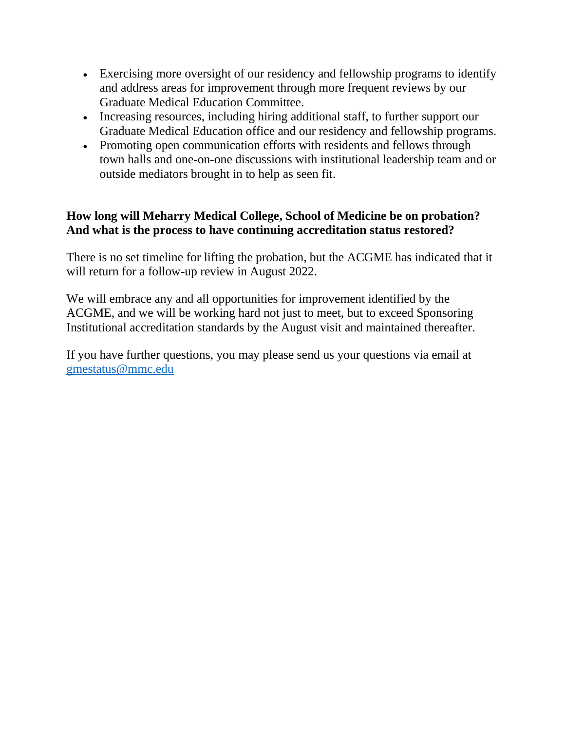- Exercising more oversight of our residency and fellowship programs to identify and address areas for improvement through more frequent reviews by our Graduate Medical Education Committee.
- Increasing resources, including hiring additional staff, to further support our Graduate Medical Education office and our residency and fellowship programs.
- Promoting open communication efforts with residents and fellows through town halls and one-on-one discussions with institutional leadership team and or outside mediators brought in to help as seen fit.

**How long will Meharry Medical College, School of Medicine be on probation? And what is the process to have continuing accreditation status restored?**

There is no set timeline for lifting the probation, but the ACGME has indicated that it will return for a follow-up review in August 2022.

We will embrace any and all opportunities for improvement identified by the ACGME, and we will be working hard not just to meet, but to exceed Sponsoring Institutional accreditation standards by the August visit and maintained thereafter.

If you have further questions, you may please send us your questions via email at gmestatus@mmc.edu